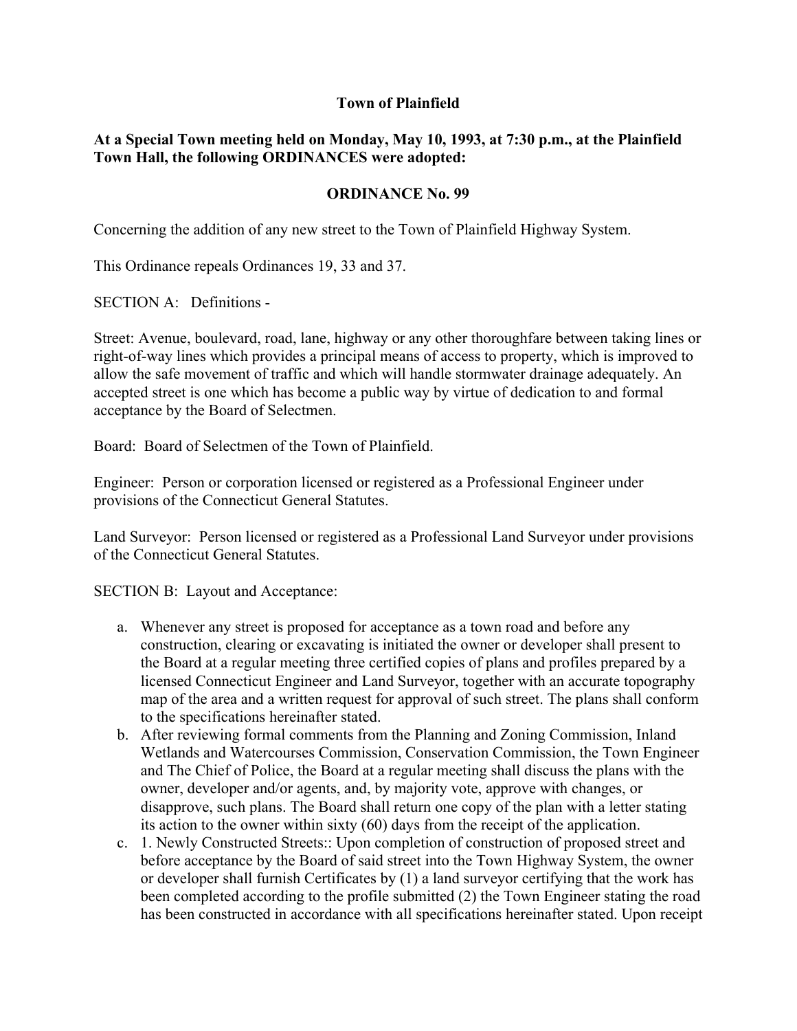**Town of Plainfield**

**At a Special Town meeting held on Monday, May 10, 1993, at 7:30 p.m., at the Plainfield Town Hall, the following ORDINANCES were adopted:**

**ORDINANCE No. 99**

Concerning the addition of any new street to the Town of Plainfield Highway System.

This Ordinance repeals Ordinances 19, 33 and 37.

SECTION A: Definitions -

Street: Avenue, boulevard, road, lane, highway or any other thoroughfare between taking lines or right-of-way lines which provides a principal means of access to property, which is improved to allow the safe movement of traffic and which will handle stormwater drainage adequately. An accepted street is one which has become a public way by virtue of dedication to and formal acceptance by the Board of Selectmen.

Board: Board of Selectmen of the Town of Plainfield.

Engineer: Person or corporation licensed or registered as a Professional Engineer under provisions of the Connecticut General Statutes.

Land Surveyor: Person licensed or registered as a Professional Land Surveyor under provisions of the Connecticut General Statutes.

SECTION B: Layout and Acceptance:

a. Whenever any street is proposed for acceptance as a town road and before any construction, clearing or excavating is initiated the owner or developer shall present to the Board at a regular meeting three certified copies of plans and profiles prepared by a licensed Connecticut Engineer and Land Surveyor, together with an accurate topography map of the area and a written request for approval of such street. The plans shall conform to the specifications hereinafter stated.
b. After reviewing formal comments from the Planning and Zoning Commission, Inland Wetlands and Watercourses Commission, Conservation Commission, the Town Engineer and The Chief of Police, the Board at a regular meeting shall discuss the plans with the owner, developer and/or agents, and, by majority vote, approve with changes, or disapprove, such plans. The Board shall return one copy of the plan with a letter stating its action to the owner within sixty (60) days from the receipt of the application.
c. 1. Newly Constructed Streets:: Upon completion of construction of proposed street and before acceptance by the Board of said street into the Town Highway System, the owner or developer shall furnish Certificates by (1) a land surveyor certifying that the work has been completed according to the profile submitted (2) the Town Engineer stating the road has been constructed in accordance with all specifications hereinafter stated. Upon receipt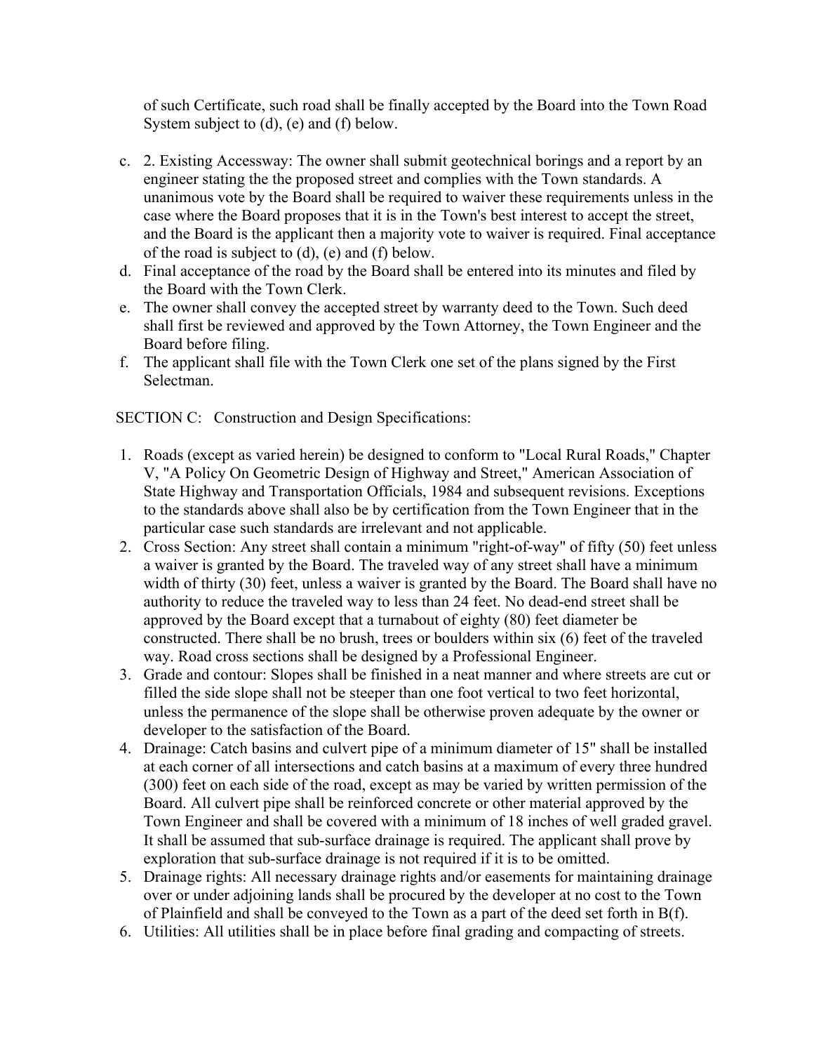of such Certificate, such road shall be finally accepted by the Board into the Town Road System subject to (d), (e) and (f) below.

c. 2. Existing Accessway: The owner shall submit geotechnical borings and a report by an engineer stating the the proposed street and complies with the Town standards. A unanimous vote by the Board shall be required to waiver these requirements unless in the case where the Board proposes that it is in the Town's best interest to accept the street, and the Board is the applicant then a majority vote to waiver is required. Final acceptance of the road is subject to (d), (e) and (f) below.

d. Final acceptance of the road by the Board shall be entered into its minutes and filed by the Board with the Town Clerk.

e. The owner shall convey the accepted street by warranty deed to the Town. Such deed shall first be reviewed and approved by the Town Attorney, the Town Engineer and the Board before filing.

f. The applicant shall file with the Town Clerk one set of the plans signed by the First Selectman.

SECTION C: Construction and Design Specifications:

1. Roads (except as varied herein) be designed to conform to "Local Rural Roads," Chapter V, "A Policy On Geometric Design of Highway and Street," American Association of State Highway and Transportation Officials, 1984 and subsequent revisions. Exceptions to the standards above shall also be by certification from the Town Engineer that in the particular case such standards are irrelevant and not applicable.
2. Cross Section: Any street shall contain a minimum "right-of-way" of fifty (50) feet unless a waiver is granted by the Board. The traveled way of any street shall have a minimum width of thirty (30) feet, unless a waiver is granted by the Board. The Board shall have no authority to reduce the traveled way to less than 24 feet. No dead-end street shall be approved by the Board except that a turnabout of eighty (80) feet diameter be constructed. There shall be no brush, trees or boulders within six (6) feet of the traveled way. Road cross sections shall be designed by a Professional Engineer.
3. Grade and contour: Slopes shall be finished in a neat manner and where streets are cut or filled the side slope shall not be steeper than one foot vertical to two feet horizontal, unless the permanence of the slope shall be otherwise proven adequate by the owner or developer to the satisfaction of the Board.
4. Drainage: Catch basins and culvert pipe of a minimum diameter of 15" shall be installed at each corner of all intersections and catch basins at a maximum of every three hundred (300) feet on each side of the road, except as may be varied by written permission of the Board. All culvert pipe shall be reinforced concrete or other material approved by the Town Engineer and shall be covered with a minimum of 18 inches of well graded gravel. It shall be assumed that sub-surface drainage is required. The applicant shall prove by exploration that sub-surface drainage is not required if it is to be omitted.
5. Drainage rights: All necessary drainage rights and/or easements for maintaining drainage over or under adjoining lands shall be procured by the developer at no cost to the Town of Plainfield and shall be conveyed to the Town as a part of the deed set forth in B(f).
6. Utilities: All utilities shall be in place before final grading and compacting of streets.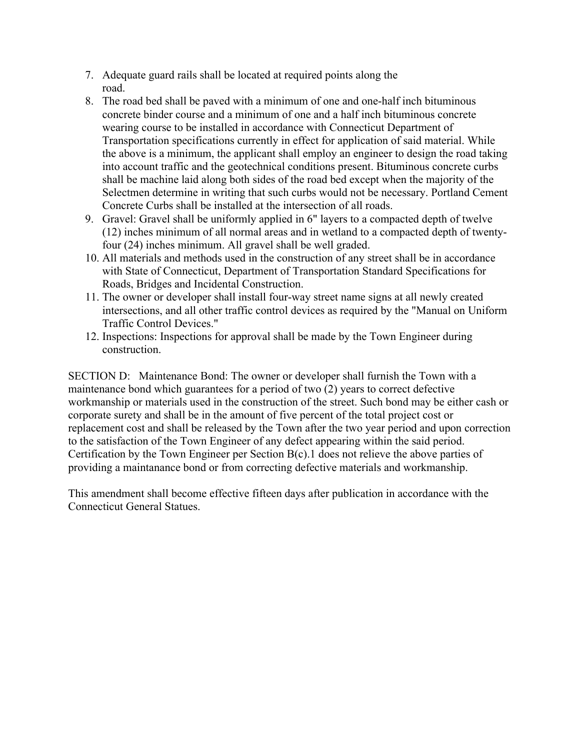7. Adequate guard rails shall be located at required points along the road.
8. The road bed shall be paved with a minimum of one and one-half inch bituminous concrete binder course and a minimum of one and a half inch bituminous concrete wearing course to be installed in accordance with Connecticut Department of Transportation specifications currently in effect for application of said material. While the above is a minimum, the applicant shall employ an engineer to design the road taking into account traffic and the geotechnical conditions present. Bituminous concrete curbs shall be machine laid along both sides of the road bed except when the majority of the Selectmen determine in writing that such curbs would not be necessary. Portland Cement Concrete Curbs shall be installed at the intersection of all roads.
9. Gravel: Gravel shall be uniformly applied in 6" layers to a compacted depth of twelve (12) inches minimum of all normal areas and in wetland to a compacted depth of twenty-four (24) inches minimum. All gravel shall be well graded.
10. All materials and methods used in the construction of any street shall be in accordance with State of Connecticut, Department of Transportation Standard Specifications for Roads, Bridges and Incidental Construction.
11. The owner or developer shall install four-way street name signs at all newly created intersections, and all other traffic control devices as required by the "Manual on Uniform Traffic Control Devices."
12. Inspections: Inspections for approval shall be made by the Town Engineer during construction.

SECTION D: Maintenance Bond: The owner or developer shall furnish the Town with a maintenance bond which guarantees for a period of two (2) years to correct defective workmanship or materials used in the construction of the street. Such bond may be either cash or corporate surety and shall be in the amount of five percent of the total project cost or replacement cost and shall be released by the Town after the two year period and upon correction to the satisfaction of the Town Engineer of any defect appearing within the said period. Certification by the Town Engineer per Section B(c).1 does not relieve the above parties of providing a maintanance bond or from correcting defective materials and workmanship.

This amendment shall become effective fifteen days after publication in accordance with the Connecticut General Statues.